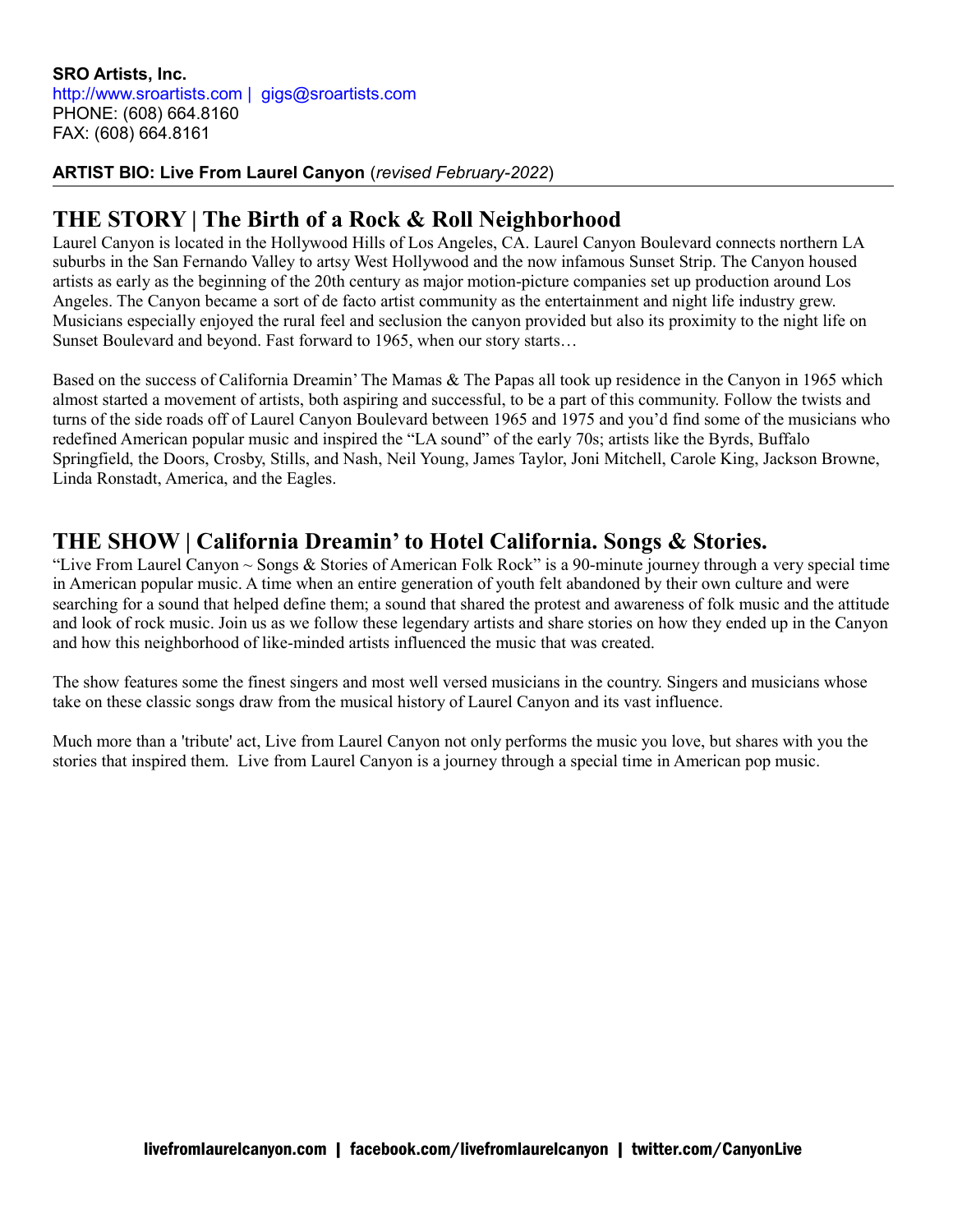**SRO Artists, Inc.**
http://www.sroartists.com | gigs@sroartists.com
PHONE: (608) 664.8160
FAX: (608) 664.8161

**ARTIST BIO: Live From Laurel Canyon** (*revised February-2022*)

---

## THE STORY | The Birth of a Rock & Roll Neighborhood

Laurel Canyon is located in the Hollywood Hills of Los Angeles, CA. Laurel Canyon Boulevard connects northern LA suburbs in the San Fernando Valley to artsy West Hollywood and the now infamous Sunset Strip. The Canyon housed artists as early as the beginning of the 20th century as major motion-picture companies set up production around Los Angeles. The Canyon became a sort of de facto artist community as the entertainment and night life industry grew. Musicians especially enjoyed the rural feel and seclusion the canyon provided but also its proximity to the night life on Sunset Boulevard and beyond. Fast forward to 1965, when our story starts…

Based on the success of California Dreamin' The Mamas & The Papas all took up residence in the Canyon in 1965 which almost started a movement of artists, both aspiring and successful, to be a part of this community. Follow the twists and turns of the side roads off of Laurel Canyon Boulevard between 1965 and 1975 and you'd find some of the musicians who redefined American popular music and inspired the "LA sound" of the early 70s; artists like the Byrds, Buffalo Springfield, the Doors, Crosby, Stills, and Nash, Neil Young, James Taylor, Joni Mitchell, Carole King, Jackson Browne, Linda Ronstadt, America, and the Eagles.

## THE SHOW | California Dreamin' to Hotel California. Songs & Stories.

"Live From Laurel Canyon ~ Songs & Stories of American Folk Rock" is a 90-minute journey through a very special time in American popular music. A time when an entire generation of youth felt abandoned by their own culture and were searching for a sound that helped define them; a sound that shared the protest and awareness of folk music and the attitude and look of rock music. Join us as we follow these legendary artists and share stories on how they ended up in the Canyon and how this neighborhood of like-minded artists influenced the music that was created.

The show features some the finest singers and most well versed musicians in the country. Singers and musicians whose take on these classic songs draw from the musical history of Laurel Canyon and its vast influence.

Much more than a 'tribute' act, Live from Laurel Canyon not only performs the music you love, but shares with you the stories that inspired them. Live from Laurel Canyon is a journey through a special time in American pop music.

**livefromlaurelcanyon.com | facebook.com/livefromlaurelcanyon | twitter.com/CanyonLive**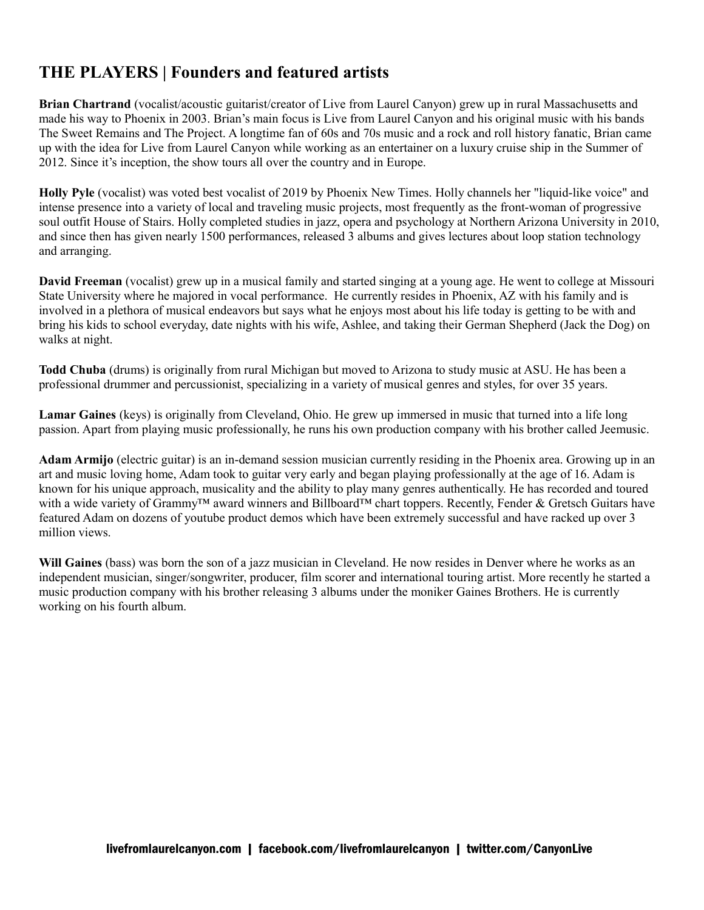## THE PLAYERS | Founders and featured artists

**Brian Chartrand** (vocalist/acoustic guitarist/creator of Live from Laurel Canyon) grew up in rural Massachusetts and made his way to Phoenix in 2003. Brian's main focus is Live from Laurel Canyon and his original music with his bands The Sweet Remains and The Project. A longtime fan of 60s and 70s music and a rock and roll history fanatic, Brian came up with the idea for Live from Laurel Canyon while working as an entertainer on a luxury cruise ship in the Summer of 2012. Since it's inception, the show tours all over the country and in Europe.

**Holly Pyle** (vocalist) was voted best vocalist of 2019 by Phoenix New Times. Holly channels her "liquid-like voice" and intense presence into a variety of local and traveling music projects, most frequently as the front-woman of progressive soul outfit House of Stairs. Holly completed studies in jazz, opera and psychology at Northern Arizona University in 2010, and since then has given nearly 1500 performances, released 3 albums and gives lectures about loop station technology and arranging.

**David Freeman** (vocalist) grew up in a musical family and started singing at a young age. He went to college at Missouri State University where he majored in vocal performance. He currently resides in Phoenix, AZ with his family and is involved in a plethora of musical endeavors but says what he enjoys most about his life today is getting to be with and bring his kids to school everyday, date nights with his wife, Ashlee, and taking their German Shepherd (Jack the Dog) on walks at night.

**Todd Chuba** (drums) is originally from rural Michigan but moved to Arizona to study music at ASU. He has been a professional drummer and percussionist, specializing in a variety of musical genres and styles, for over 35 years.

**Lamar Gaines** (keys) is originally from Cleveland, Ohio. He grew up immersed in music that turned into a life long passion. Apart from playing music professionally, he runs his own production company with his brother called Jeemusic.

**Adam Armijo** (electric guitar) is an in-demand session musician currently residing in the Phoenix area. Growing up in an art and music loving home, Adam took to guitar very early and began playing professionally at the age of 16. Adam is known for his unique approach, musicality and the ability to play many genres authentically. He has recorded and toured with a wide variety of Grammy™ award winners and Billboard™ chart toppers. Recently, Fender & Gretsch Guitars have featured Adam on dozens of youtube product demos which have been extremely successful and have racked up over 3 million views.

**Will Gaines** (bass) was born the son of a jazz musician in Cleveland. He now resides in Denver where he works as an independent musician, singer/songwriter, producer, film scorer and international touring artist. More recently he started a music production company with his brother releasing 3 albums under the moniker Gaines Brothers. He is currently working on his fourth album.

**livefromlaurelcanyon.com | facebook.com/livefromlaurelcanyon | twitter.com/CanyonLive**